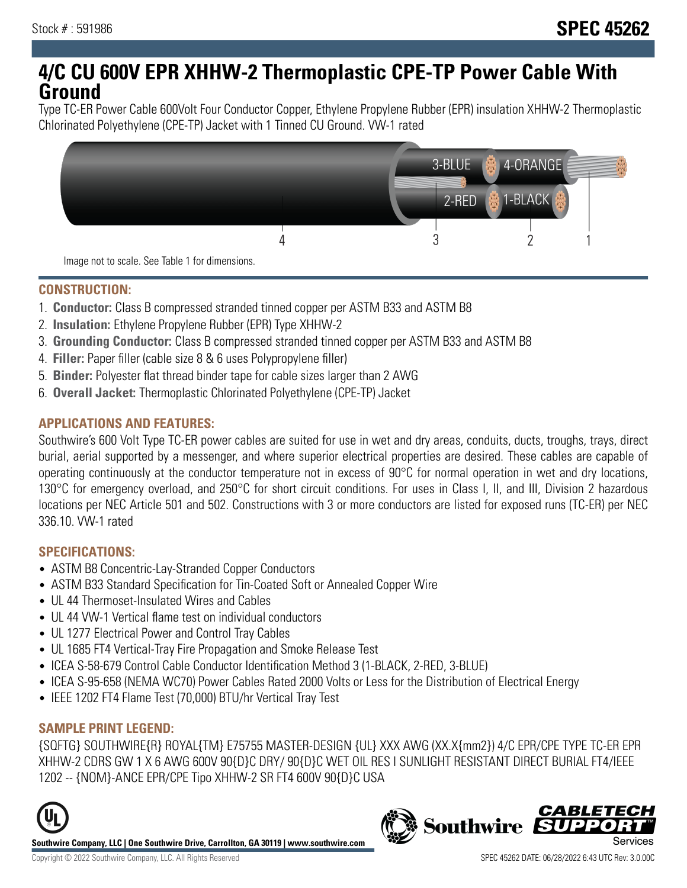Stock # : 591986

# SPEC 45262

# 4/C CU 600V EPR XHHW-2 Thermoplastic CPE-TP Power Cable With Ground

Type TC-ER Power Cable 600Volt Four Conductor Copper, Ethylene Propylene Rubber (EPR) insulation XHHW-2 Thermoplastic Chlorinated Polyethylene (CPE-TP) Jacket with 1 Tinned CU Ground. VW-1 rated

3-BLUE 4-ORANGE 2-RED 1-BLACK

4 3 2 1

Image not to scale. See Table 1 for dimensions.

## CONSTRUCTION:

1. **Conductor:** Class B compressed stranded tinned copper per ASTM B33 and ASTM B8
2. **Insulation:** Ethylene Propylene Rubber (EPR) Type XHHW-2
3. **Grounding Conductor:** Class B compressed stranded tinned copper per ASTM B33 and ASTM B8
4. **Filler:** Paper filler (cable size 8 & 6 uses Polypropylene filler)
5. **Binder:** Polyester flat thread binder tape for cable sizes larger than 2 AWG
6. **Overall Jacket:** Thermoplastic Chlorinated Polyethylene (CPE-TP) Jacket

## APPLICATIONS AND FEATURES:

Southwire's 600 Volt Type TC-ER power cables are suited for use in wet and dry areas, conduits, ducts, troughs, trays, direct burial, aerial supported by a messenger, and where superior electrical properties are desired. These cables are capable of operating continuously at the conductor temperature not in excess of 90°C for normal operation in wet and dry locations, 130°C for emergency overload, and 250°C for short circuit conditions. For uses in Class I, II, and III, Division 2 hazardous locations per NEC Article 501 and 502. Constructions with 3 or more conductors are listed for exposed runs (TC-ER) per NEC 336.10. VW-1 rated

## SPECIFICATIONS:

- ASTM B8 Concentric-Lay-Stranded Copper Conductors
- ASTM B33 Standard Specification for Tin-Coated Soft or Annealed Copper Wire
- UL 44 Thermoset-Insulated Wires and Cables
- UL 44 VW-1 Vertical flame test on individual conductors
- UL 1277 Electrical Power and Control Tray Cables
- UL 1685 FT4 Vertical-Tray Fire Propagation and Smoke Release Test
- ICEA S-58-679 Control Cable Conductor Identification Method 3 (1-BLACK, 2-RED, 3-BLUE)
- ICEA S-95-658 (NEMA WC70) Power Cables Rated 2000 Volts or Less for the Distribution of Electrical Energy
- IEEE 1202 FT4 Flame Test (70,000) BTU/hr Vertical Tray Test

## SAMPLE PRINT LEGEND:

{SQFTG} SOUTHWIRE{R} ROYAL{TM} E75755 MASTER-DESIGN {UL} XXX AWG (XX.X{mm2}) 4/C EPR/CPE TYPE TC-ER EPR XHHW-2 CDRS GW 1 X 6 AWG 600V 90{D}C DRY/ 90{D}C WET OIL RES I SUNLIGHT RESISTANT DIRECT BURIAL FT4/IEEE 1202 -- {NOM}-ANCE EPR/CPE Tipo XHHW-2 SR FT4 600V 90{D}C USA

**Southwire Company, LLC | One Southwire Drive, Carrollton, GA 30119 | www.southwire.com**

Copyright © 2022 Southwire Company, LLC. All Rights Reserved

SPEC 45262 DATE: 06/28/2022 6:43 UTC Rev: 3.0.00C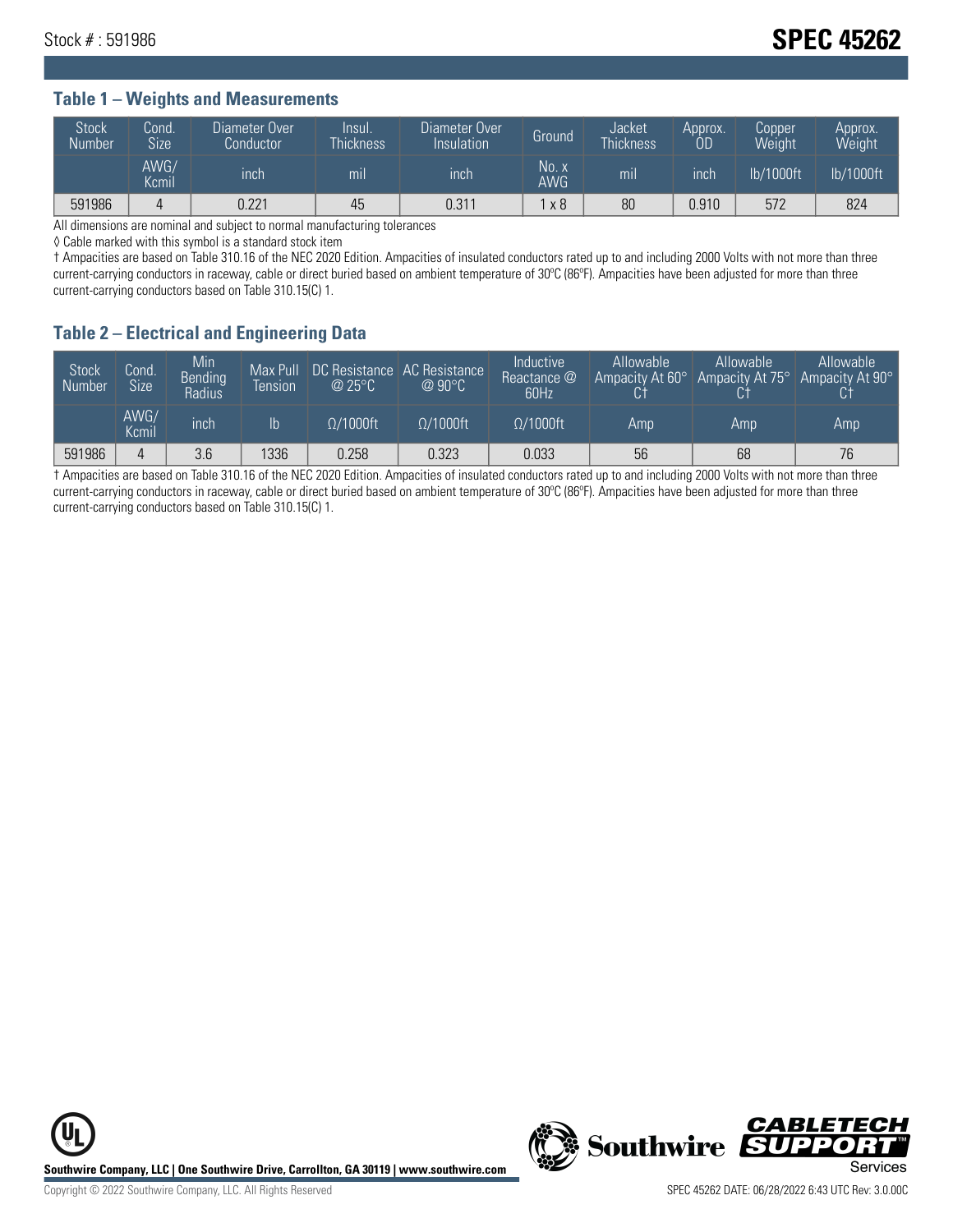## Table 1 – Weights and Measurements

| Stock Number | Cond. Size | Diameter Over Conductor | Insul. Thickness | Diameter Over Insulation | Ground | Jacket Thickness | Approx. OD | Copper Weight | Approx. Weight |
|---|---|---|---|---|---|---|---|---|---|
| | AWG/ Kcmil | inch | mil | inch | No. x AWG | mil | inch | lb/1000ft | lb/1000ft |
| 591986 | 4 | 0.221 | 45 | 0.311 | 1 x 8 | 80 | 0.910 | 572 | 824 |

All dimensions are nominal and subject to normal manufacturing tolerances

◊ Cable marked with this symbol is a standard stock item

† Ampacities are based on Table 310.16 of the NEC 2020 Edition. Ampacities of insulated conductors rated up to and including 2000 Volts with not more than three current-carrying conductors in raceway, cable or direct buried based on ambient temperature of 30ºC (86ºF). Ampacities have been adjusted for more than three current-carrying conductors based on Table 310.15(C) 1.

## Table 2 – Electrical and Engineering Data

| Stock Number | Cond. Size | Min Bending Radius | Max Pull Tension | DC Resistance @ 25°C | AC Resistance @ 90°C | Inductive Reactance @ 60Hz | Allowable Ampacity At 60° C† | Allowable Ampacity At 75° C† | Allowable Ampacity At 90° C† |
|---|---|---|---|---|---|---|---|---|---|
| | AWG/ Kcmil | inch | lb | Ω/1000ft | Ω/1000ft | Ω/1000ft | Amp | Amp | Amp |
| 591986 | 4 | 3.6 | 1336 | 0.258 | 0.323 | 0.033 | 56 | 68 | 76 |

† Ampacities are based on Table 310.16 of the NEC 2020 Edition. Ampacities of insulated conductors rated up to and including 2000 Volts with not more than three current-carrying conductors in raceway, cable or direct buried based on ambient temperature of 30ºC (86ºF). Ampacities have been adjusted for more than three current-carrying conductors based on Table 310.15(C) 1.